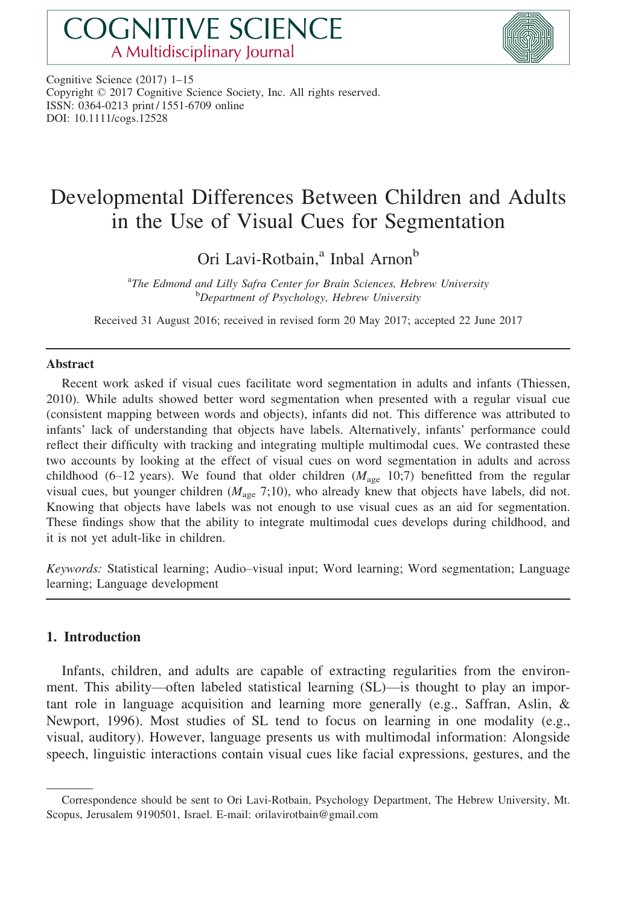# COGNITIVE SCIENCE
## A Multidisciplinary Journal

Cognitive Science (2017) 1–15
Copyright © 2017 Cognitive Science Society, Inc. All rights reserved.
ISSN: 0364-0213 print / 1551-6709 online
DOI: 10.1111/cogs.12528

# Developmental Differences Between Children and Adults in the Use of Visual Cues for Segmentation

Ori Lavi-Rotbain,[a] Inbal Arnon[b]

[a]*The Edmond and Lilly Safra Center for Brain Sciences, Hebrew University*
[b]*Department of Psychology, Hebrew University*

Received 31 August 2016; received in revised form 20 May 2017; accepted 22 June 2017

### Abstract

Recent work asked if visual cues facilitate word segmentation in adults and infants (Thiessen, 2010). While adults showed better word segmentation when presented with a regular visual cue (consistent mapping between words and objects), infants did not. This difference was attributed to infants' lack of understanding that objects have labels. Alternatively, infants' performance could reflect their difficulty with tracking and integrating multiple multimodal cues. We contrasted these two accounts by looking at the effect of visual cues on word segmentation in adults and across childhood (6–12 years). We found that older children ($M_{\text{age}}$ 10;7) benefitted from the regular visual cues, but younger children ($M_{\text{age}}$ 7;10), who already knew that objects have labels, did not. Knowing that objects have labels was not enough to use visual cues as an aid for segmentation. These findings show that the ability to integrate multimodal cues develops during childhood, and it is not yet adult-like in children.

*Keywords:* Statistical learning; Audio–visual input; Word learning; Word segmentation; Language learning; Language development

## 1. Introduction

Infants, children, and adults are capable of extracting regularities from the environment. This ability—often labeled statistical learning (SL)—is thought to play an important role in language acquisition and learning more generally (e.g., Saffran, Aslin, & Newport, 1996). Most studies of SL tend to focus on learning in one modality (e.g., visual, auditory). However, language presents us with multimodal information: Alongside speech, linguistic interactions contain visual cues like facial expressions, gestures, and the

---

Correspondence should be sent to Ori Lavi-Rotbain, Psychology Department, The Hebrew University, Mt. Scopus, Jerusalem 9190501, Israel. E-mail: orilavirotbain@gmail.com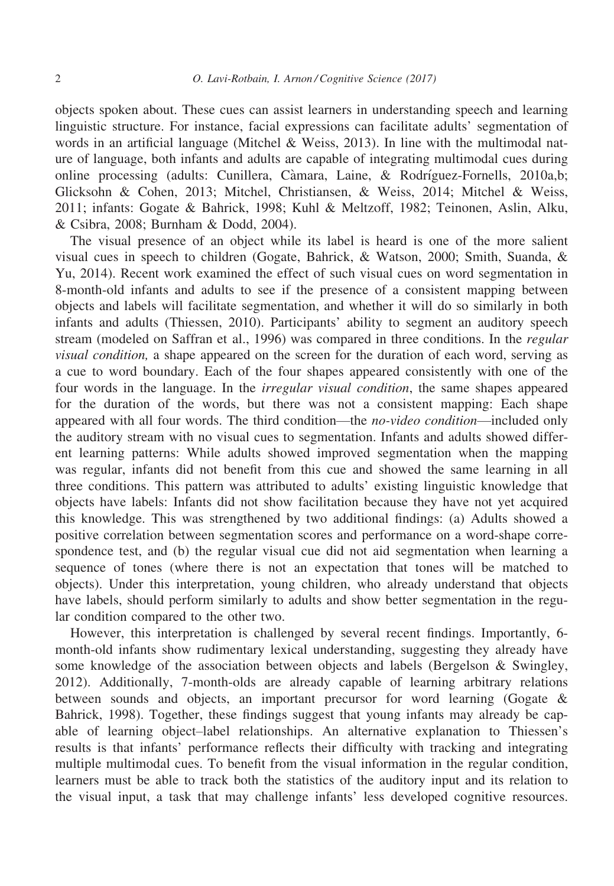objects spoken about. These cues can assist learners in understanding speech and learning linguistic structure. For instance, facial expressions can facilitate adults' segmentation of words in an artificial language (Mitchel & Weiss, 2013). In line with the multimodal nature of language, both infants and adults are capable of integrating multimodal cues during online processing (adults: Cunillera, Càmara, Laine, & Rodríguez-Fornells, 2010a,b; Glicksohn & Cohen, 2013; Mitchel, Christiansen, & Weiss, 2014; Mitchel & Weiss, 2011; infants: Gogate & Bahrick, 1998; Kuhl & Meltzoff, 1982; Teinonen, Aslin, Alku, & Csibra, 2008; Burnham & Dodd, 2004).

The visual presence of an object while its label is heard is one of the more salient visual cues in speech to children (Gogate, Bahrick, & Watson, 2000; Smith, Suanda, & Yu, 2014). Recent work examined the effect of such visual cues on word segmentation in 8-month-old infants and adults to see if the presence of a consistent mapping between objects and labels will facilitate segmentation, and whether it will do so similarly in both infants and adults (Thiessen, 2010). Participants' ability to segment an auditory speech stream (modeled on Saffran et al., 1996) was compared in three conditions. In the *regular visual condition,* a shape appeared on the screen for the duration of each word, serving as a cue to word boundary. Each of the four shapes appeared consistently with one of the four words in the language. In the *irregular visual condition*, the same shapes appeared for the duration of the words, but there was not a consistent mapping: Each shape appeared with all four words. The third condition—the *no-video condition*—included only the auditory stream with no visual cues to segmentation. Infants and adults showed different learning patterns: While adults showed improved segmentation when the mapping was regular, infants did not benefit from this cue and showed the same learning in all three conditions. This pattern was attributed to adults' existing linguistic knowledge that objects have labels: Infants did not show facilitation because they have not yet acquired this knowledge. This was strengthened by two additional findings: (a) Adults showed a positive correlation between segmentation scores and performance on a word-shape correspondence test, and (b) the regular visual cue did not aid segmentation when learning a sequence of tones (where there is not an expectation that tones will be matched to objects). Under this interpretation, young children, who already understand that objects have labels, should perform similarly to adults and show better segmentation in the regular condition compared to the other two.

However, this interpretation is challenged by several recent findings. Importantly, 6-month-old infants show rudimentary lexical understanding, suggesting they already have some knowledge of the association between objects and labels (Bergelson & Swingley, 2012). Additionally, 7-month-olds are already capable of learning arbitrary relations between sounds and objects, an important precursor for word learning (Gogate & Bahrick, 1998). Together, these findings suggest that young infants may already be capable of learning object–label relationships. An alternative explanation to Thiessen's results is that infants' performance reflects their difficulty with tracking and integrating multiple multimodal cues. To benefit from the visual information in the regular condition, learners must be able to track both the statistics of the auditory input and its relation to the visual input, a task that may challenge infants' less developed cognitive resources.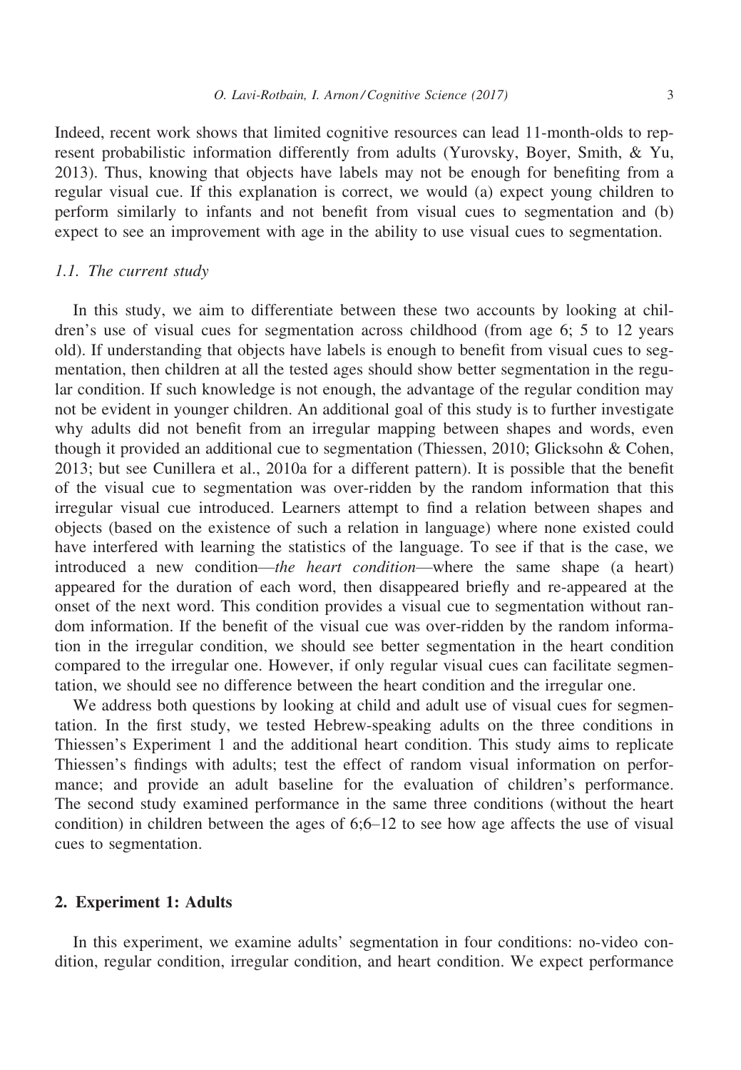Indeed, recent work shows that limited cognitive resources can lead 11-month-olds to represent probabilistic information differently from adults (Yurovsky, Boyer, Smith, & Yu, 2013). Thus, knowing that objects have labels may not be enough for benefiting from a regular visual cue. If this explanation is correct, we would (a) expect young children to perform similarly to infants and not benefit from visual cues to segmentation and (b) expect to see an improvement with age in the ability to use visual cues to segmentation.

### 1.1. The current study

In this study, we aim to differentiate between these two accounts by looking at children's use of visual cues for segmentation across childhood (from age 6; 5 to 12 years old). If understanding that objects have labels is enough to benefit from visual cues to segmentation, then children at all the tested ages should show better segmentation in the regular condition. If such knowledge is not enough, the advantage of the regular condition may not be evident in younger children. An additional goal of this study is to further investigate why adults did not benefit from an irregular mapping between shapes and words, even though it provided an additional cue to segmentation (Thiessen, 2010; Glicksohn & Cohen, 2013; but see Cunillera et al., 2010a for a different pattern). It is possible that the benefit of the visual cue to segmentation was over-ridden by the random information that this irregular visual cue introduced. Learners attempt to find a relation between shapes and objects (based on the existence of such a relation in language) where none existed could have interfered with learning the statistics of the language. To see if that is the case, we introduced a new condition—*the heart condition*—where the same shape (a heart) appeared for the duration of each word, then disappeared briefly and re-appeared at the onset of the next word. This condition provides a visual cue to segmentation without random information. If the benefit of the visual cue was over-ridden by the random information in the irregular condition, we should see better segmentation in the heart condition compared to the irregular one. However, if only regular visual cues can facilitate segmentation, we should see no difference between the heart condition and the irregular one.

We address both questions by looking at child and adult use of visual cues for segmentation. In the first study, we tested Hebrew-speaking adults on the three conditions in Thiessen's Experiment 1 and the additional heart condition. This study aims to replicate Thiessen's findings with adults; test the effect of random visual information on performance; and provide an adult baseline for the evaluation of children's performance. The second study examined performance in the same three conditions (without the heart condition) in children between the ages of 6;6–12 to see how age affects the use of visual cues to segmentation.

## 2. Experiment 1: Adults

In this experiment, we examine adults' segmentation in four conditions: no-video condition, regular condition, irregular condition, and heart condition. We expect performance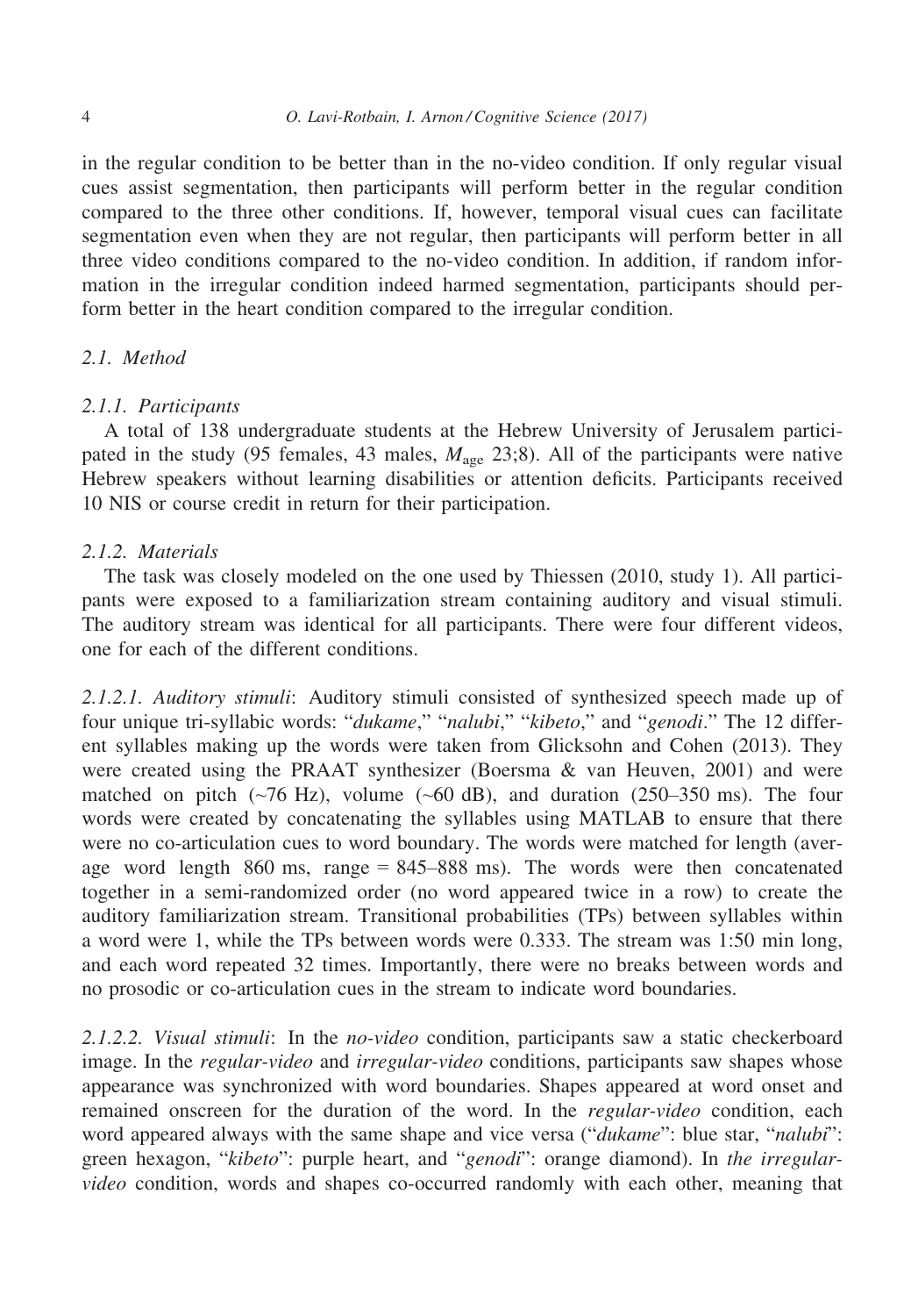in the regular condition to be better than in the no-video condition. If only regular visual cues assist segmentation, then participants will perform better in the regular condition compared to the three other conditions. If, however, temporal visual cues can facilitate segmentation even when they are not regular, then participants will perform better in all three video conditions compared to the no-video condition. In addition, if random information in the irregular condition indeed harmed segmentation, participants should perform better in the heart condition compared to the irregular condition.

### 2.1. Method

#### 2.1.1. Participants

A total of 138 undergraduate students at the Hebrew University of Jerusalem participated in the study (95 females, 43 males, $M_{\text{age}}$ 23;8). All of the participants were native Hebrew speakers without learning disabilities or attention deficits. Participants received 10 NIS or course credit in return for their participation.

#### 2.1.2. Materials

The task was closely modeled on the one used by Thiessen (2010, study 1). All participants were exposed to a familiarization stream containing auditory and visual stimuli. The auditory stream was identical for all participants. There were four different videos, one for each of the different conditions.

*2.1.2.1. Auditory stimuli*: Auditory stimuli consisted of synthesized speech made up of four unique tri-syllabic words: "*dukame*," "*nalubi*," "*kibeto*," and "*genodi*." The 12 different syllables making up the words were taken from Glicksohn and Cohen (2013). They were created using the PRAAT synthesizer (Boersma & van Heuven, 2001) and were matched on pitch (~76 Hz), volume (~60 dB), and duration (250–350 ms). The four words were created by concatenating the syllables using MATLAB to ensure that there were no co-articulation cues to word boundary. The words were matched for length (average word length 860 ms, range = 845–888 ms). The words were then concatenated together in a semi-randomized order (no word appeared twice in a row) to create the auditory familiarization stream. Transitional probabilities (TPs) between syllables within a word were 1, while the TPs between words were 0.333. The stream was 1:50 min long, and each word repeated 32 times. Importantly, there were no breaks between words and no prosodic or co-articulation cues in the stream to indicate word boundaries.

*2.1.2.2. Visual stimuli*: In the *no-video* condition, participants saw a static checkerboard image. In the *regular-video* and *irregular-video* conditions, participants saw shapes whose appearance was synchronized with word boundaries. Shapes appeared at word onset and remained onscreen for the duration of the word. In the *regular-video* condition, each word appeared always with the same shape and vice versa ("*dukame*": blue star, "*nalubi*": green hexagon, "*kibeto*": purple heart, and "*genodi*": orange diamond). In *the irregular-video* condition, words and shapes co-occurred randomly with each other, meaning that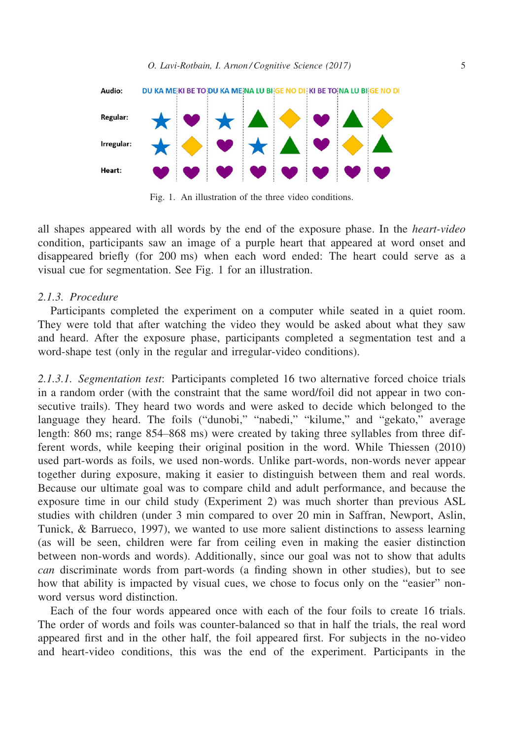Fig. 1. An illustration of the three video conditions.

all shapes appeared with all words by the end of the exposure phase. In the *heart-video* condition, participants saw an image of a purple heart that appeared at word onset and disappeared briefly (for 200 ms) when each word ended: The heart could serve as a visual cue for segmentation. See Fig. 1 for an illustration.

#### 2.1.3. Procedure

Participants completed the experiment on a computer while seated in a quiet room. They were told that after watching the video they would be asked about what they saw and heard. After the exposure phase, participants completed a segmentation test and a word-shape test (only in the regular and irregular-video conditions).

*2.1.3.1. Segmentation test*: Participants completed 16 two alternative forced choice trials in a random order (with the constraint that the same word/foil did not appear in two consecutive trails). They heard two words and were asked to decide which belonged to the language they heard. The foils ("dunobi," "nabedi," "kilume," and "gekato," average length: 860 ms; range 854–868 ms) were created by taking three syllables from three different words, while keeping their original position in the word. While Thiessen (2010) used part-words as foils, we used non-words. Unlike part-words, non-words never appear together during exposure, making it easier to distinguish between them and real words. Because our ultimate goal was to compare child and adult performance, and because the exposure time in our child study (Experiment 2) was much shorter than previous ASL studies with children (under 3 min compared to over 20 min in Saffran, Newport, Aslin, Tunick, & Barrueco, 1997), we wanted to use more salient distinctions to assess learning (as will be seen, children were far from ceiling even in making the easier distinction between non-words and words). Additionally, since our goal was not to show that adults *can* discriminate words from part-words (a finding shown in other studies), but to see how that ability is impacted by visual cues, we chose to focus only on the "easier" non-word versus word distinction.

Each of the four words appeared once with each of the four foils to create 16 trials. The order of words and foils was counter-balanced so that in half the trials, the real word appeared first and in the other half, the foil appeared first. For subjects in the no-video and heart-video conditions, this was the end of the experiment. Participants in the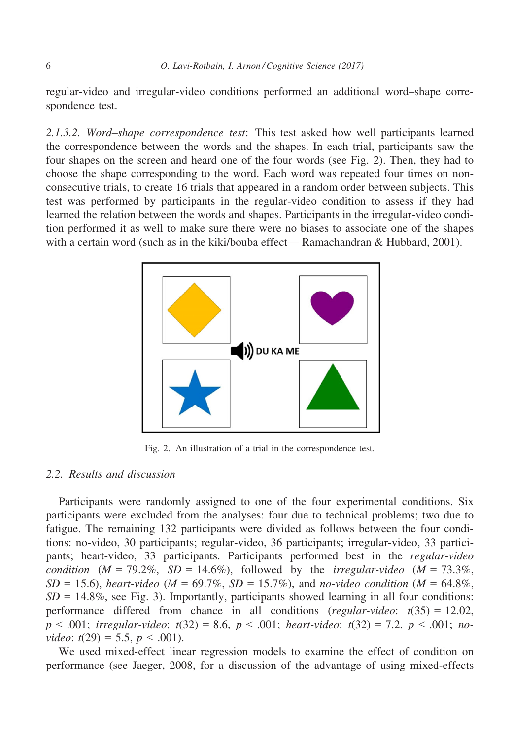regular-video and irregular-video conditions performed an additional word–shape correspondence test.

*2.1.3.2. Word–shape correspondence test*: This test asked how well participants learned the correspondence between the words and the shapes. In each trial, participants saw the four shapes on the screen and heard one of the four words (see Fig. 2). Then, they had to choose the shape corresponding to the word. Each word was repeated four times on non-consecutive trials, to create 16 trials that appeared in a random order between subjects. This test was performed by participants in the regular-video condition to assess if they had learned the relation between the words and shapes. Participants in the irregular-video condition performed it as well to make sure there were no biases to associate one of the shapes with a certain word (such as in the kiki/bouba effect— Ramachandran & Hubbard, 2001).

Fig. 2. An illustration of a trial in the correspondence test.

## 2.2. Results and discussion

Participants were randomly assigned to one of the four experimental conditions. Six participants were excluded from the analyses: four due to technical problems; two due to fatigue. The remaining 132 participants were divided as follows between the four conditions: no-video, 30 participants; regular-video, 36 participants; irregular-video, 33 participants; heart-video, 33 participants. Participants performed best in the *regular-video condition* ($M$ = 79.2%, $SD$ = 14.6%), followed by the *irregular-video* ($M$ = 73.3%, $SD$ = 15.6), *heart-video* ($M$ = 69.7%, $SD$ = 15.7%), and *no-video condition* ($M$ = 64.8%, $SD$ = 14.8%, see Fig. 3). Importantly, participants showed learning in all four conditions: performance differed from chance in all conditions (*regular-video*: $t(35) = 12.02$, $p < .001$; *irregular-video*: $t(32) = 8.6$, $p < .001$; *heart-video*: $t(32) = 7.2$, $p < .001$; *no-video*: $t(29) = 5.5$, $p < .001$).

We used mixed-effect linear regression models to examine the effect of condition on performance (see Jaeger, 2008, for a discussion of the advantage of using mixed-effects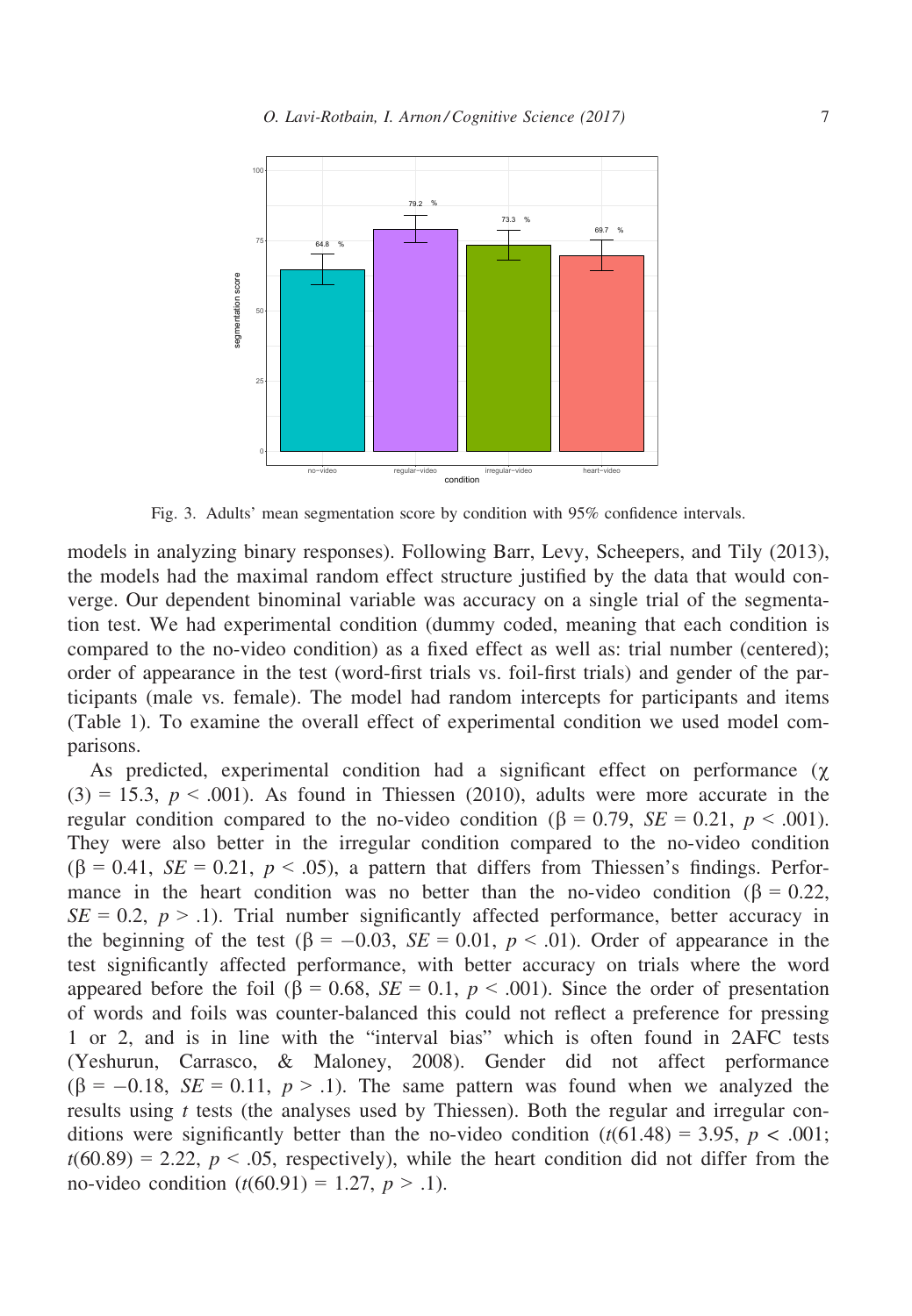Fig. 3. Adults' mean segmentation score by condition with 95% confidence intervals.

models in analyzing binary responses). Following Barr, Levy, Scheepers, and Tily (2013), the models had the maximal random effect structure justified by the data that would converge. Our dependent binominal variable was accuracy on a single trial of the segmentation test. We had experimental condition (dummy coded, meaning that each condition is compared to the no-video condition) as a fixed effect as well as: trial number (centered); order of appearance in the test (word-first trials vs. foil-first trials) and gender of the participants (male vs. female). The model had random intercepts for participants and items (Table 1). To examine the overall effect of experimental condition we used model comparisons.

As predicted, experimental condition had a significant effect on performance ($\chi(3) = 15.3$, $p < .001$). As found in Thiessen (2010), adults were more accurate in the regular condition compared to the no-video condition ($\beta = 0.79$, $SE = 0.21$, $p < .001$). They were also better in the irregular condition compared to the no-video condition ($\beta = 0.41$, $SE = 0.21$, $p < .05$), a pattern that differs from Thiessen's findings. Performance in the heart condition was no better than the no-video condition ($\beta = 0.22$, $SE = 0.2$, $p > .1$). Trial number significantly affected performance, better accuracy in the beginning of the test ($\beta = -0.03$, $SE = 0.01$, $p < .01$). Order of appearance in the test significantly affected performance, with better accuracy on trials where the word appeared before the foil ($\beta = 0.68$, $SE = 0.1$, $p < .001$). Since the order of presentation of words and foils was counter-balanced this could not reflect a preference for pressing 1 or 2, and is in line with the "interval bias" which is often found in 2AFC tests (Yeshurun, Carrasco, & Maloney, 2008). Gender did not affect performance ($\beta = -0.18$, $SE = 0.11$, $p > .1$). The same pattern was found when we analyzed the results using *t* tests (the analyses used by Thiessen). Both the regular and irregular conditions were significantly better than the no-video condition ($t(61.48) = 3.95$, $p < .001$; $t(60.89) = 2.22$, $p < .05$, respectively), while the heart condition did not differ from the no-video condition ($t(60.91) = 1.27$, $p > .1$).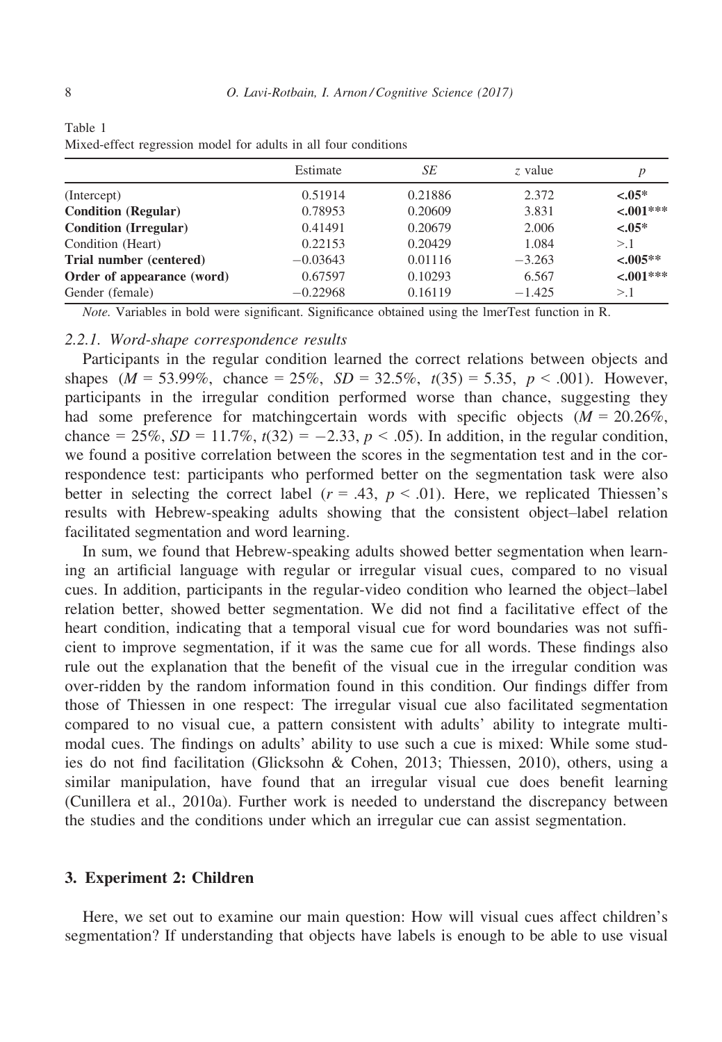Table 1
Mixed-effect regression model for adults in all four conditions

| | Estimate | *SE* | *z* value | *p* |
|---|---|---|---|---|
| (Intercept) | 0.51914 | 0.21886 | 2.372 | **<.05*** |
| **Condition (Regular)** | 0.78953 | 0.20609 | 3.831 | **<.001***** |
| **Condition (Irregular)** | 0.41491 | 0.20679 | 2.006 | **<.05*** |
| Condition (Heart) | 0.22153 | 0.20429 | 1.084 | >.1 |
| **Trial number (centered)** | −0.03643 | 0.01116 | −3.263 | **<.005**** |
| **Order of appearance (word)** | 0.67597 | 0.10293 | 6.567 | **<.001***** |
| Gender (female) | −0.22968 | 0.16119 | −1.425 | >.1 |

*Note*. Variables in bold were significant. Significance obtained using the lmerTest function in R.

### 2.2.1. *Word-shape correspondence results*

Participants in the regular condition learned the correct relations between objects and shapes ($M$ = 53.99%, chance = 25%, $SD$ = 32.5%, $t(35) = 5.35$, $p < .001$). However, participants in the irregular condition performed worse than chance, suggesting they had some preference for matchingcertain words with specific objects ($M$ = 20.26%, chance = 25%, $SD$ = 11.7%, $t(32) = -2.33$, $p < .05$). In addition, in the regular condition, we found a positive correlation between the scores in the segmentation test and in the correspondence test: participants who performed better on the segmentation task were also better in selecting the correct label ($r = .43$, $p < .01$). Here, we replicated Thiessen's results with Hebrew-speaking adults showing that the consistent object–label relation facilitated segmentation and word learning.

In sum, we found that Hebrew-speaking adults showed better segmentation when learning an artificial language with regular or irregular visual cues, compared to no visual cues. In addition, participants in the regular-video condition who learned the object–label relation better, showed better segmentation. We did not find a facilitative effect of the heart condition, indicating that a temporal visual cue for word boundaries was not sufficient to improve segmentation, if it was the same cue for all words. These findings also rule out the explanation that the benefit of the visual cue in the irregular condition was over-ridden by the random information found in this condition. Our findings differ from those of Thiessen in one respect: The irregular visual cue also facilitated segmentation compared to no visual cue, a pattern consistent with adults' ability to integrate multimodal cues. The findings on adults' ability to use such a cue is mixed: While some studies do not find facilitation (Glicksohn & Cohen, 2013; Thiessen, 2010), others, using a similar manipulation, have found that an irregular visual cue does benefit learning (Cunillera et al., 2010a). Further work is needed to understand the discrepancy between the studies and the conditions under which an irregular cue can assist segmentation.

## 3. Experiment 2: Children

Here, we set out to examine our main question: How will visual cues affect children's segmentation? If understanding that objects have labels is enough to be able to use visual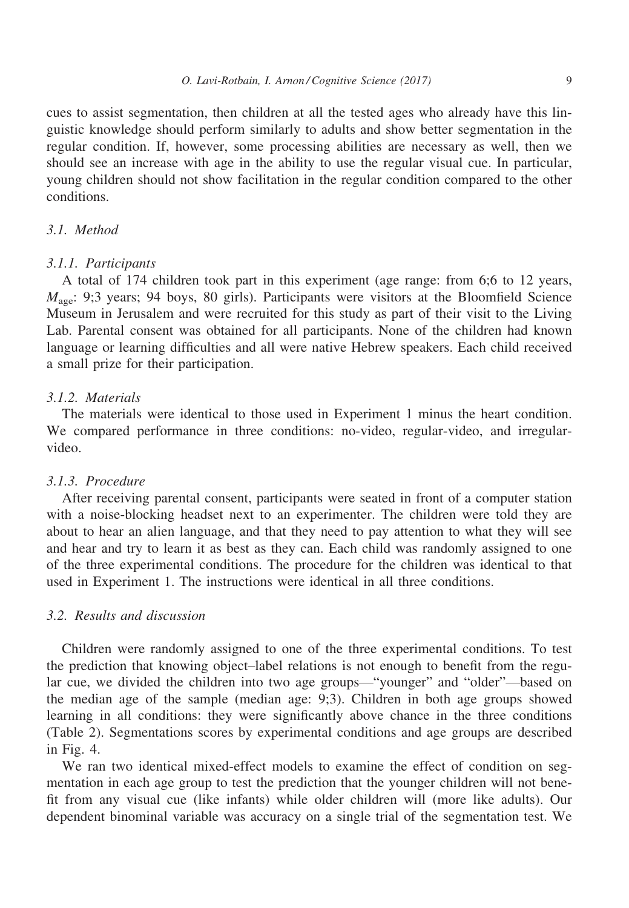cues to assist segmentation, then children at all the tested ages who already have this linguistic knowledge should perform similarly to adults and show better segmentation in the regular condition. If, however, some processing abilities are necessary as well, then we should see an increase with age in the ability to use the regular visual cue. In particular, young children should not show facilitation in the regular condition compared to the other conditions.

### 3.1. Method

#### 3.1.1. Participants

A total of 174 children took part in this experiment (age range: from 6;6 to 12 years, $M_{\text{age}}$: 9;3 years; 94 boys, 80 girls). Participants were visitors at the Bloomfield Science Museum in Jerusalem and were recruited for this study as part of their visit to the Living Lab. Parental consent was obtained for all participants. None of the children had known language or learning difficulties and all were native Hebrew speakers. Each child received a small prize for their participation.

#### 3.1.2. Materials

The materials were identical to those used in Experiment 1 minus the heart condition. We compared performance in three conditions: no-video, regular-video, and irregular-video.

#### 3.1.3. Procedure

After receiving parental consent, participants were seated in front of a computer station with a noise-blocking headset next to an experimenter. The children were told they are about to hear an alien language, and that they need to pay attention to what they will see and hear and try to learn it as best as they can. Each child was randomly assigned to one of the three experimental conditions. The procedure for the children was identical to that used in Experiment 1. The instructions were identical in all three conditions.

### 3.2. Results and discussion

Children were randomly assigned to one of the three experimental conditions. To test the prediction that knowing object–label relations is not enough to benefit from the regular cue, we divided the children into two age groups—"younger" and "older"—based on the median age of the sample (median age: 9;3). Children in both age groups showed learning in all conditions: they were significantly above chance in the three conditions (Table 2). Segmentations scores by experimental conditions and age groups are described in Fig. 4.

We ran two identical mixed-effect models to examine the effect of condition on segmentation in each age group to test the prediction that the younger children will not benefit from any visual cue (like infants) while older children will (more like adults). Our dependent binominal variable was accuracy on a single trial of the segmentation test. We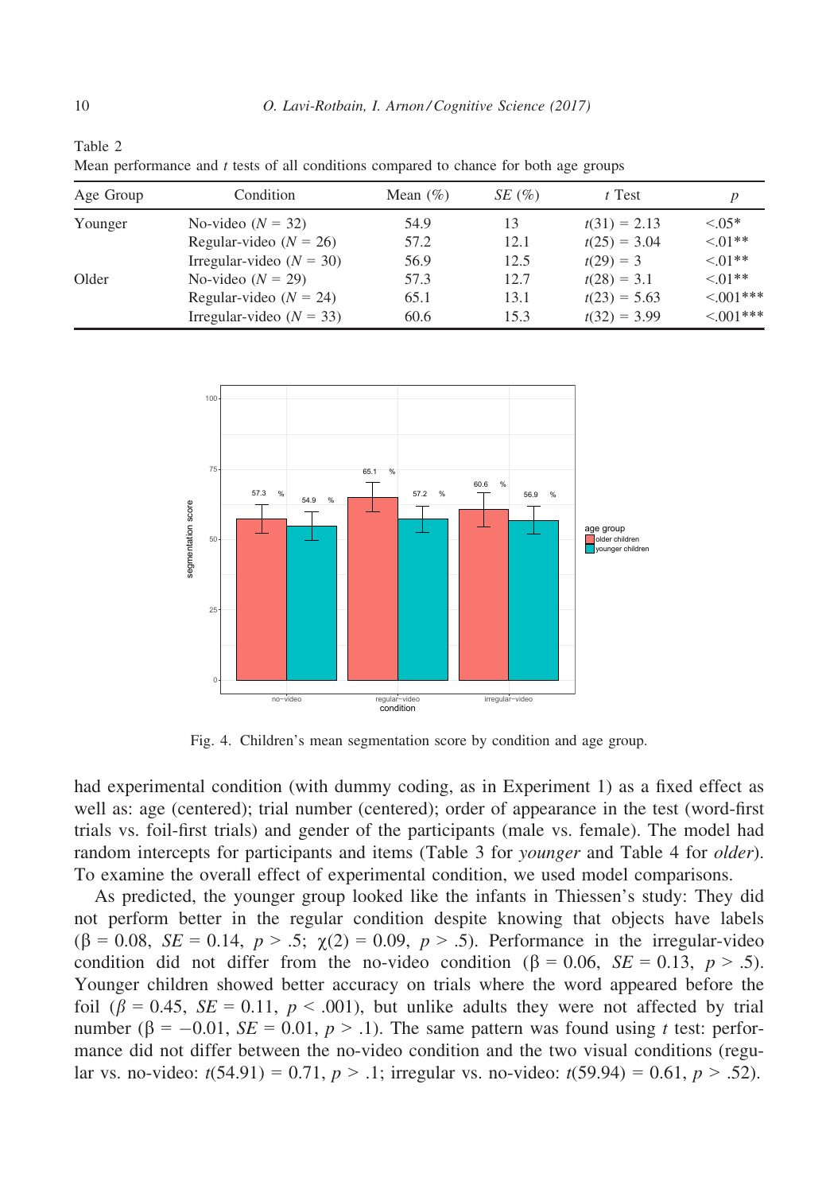Table 2
Mean performance and $t$ tests of all conditions compared to chance for both age groups

| Age Group | Condition | Mean (%) | *SE* (%) | *t* Test | *p* |
|---|---|---|---|---|---|
| Younger | No-video ($N$ = 32) | 54.9 | 13 | $t(31) = 2.13$ | <.05* |
| | Regular-video ($N$ = 26) | 57.2 | 12.1 | $t(25) = 3.04$ | <.01** |
| | Irregular-video ($N$ = 30) | 56.9 | 12.5 | $t(29) = 3$ | <.01** |
| Older | No-video ($N$ = 29) | 57.3 | 12.7 | $t(28) = 3.1$ | <.01** |
| | Regular-video ($N$ = 24) | 65.1 | 13.1 | $t(23) = 5.63$ | <.001*** |
| | Irregular-video ($N$ = 33) | 60.6 | 15.3 | $t(32) = 3.99$ | <.001*** |

Fig. 4. Children's mean segmentation score by condition and age group.

had experimental condition (with dummy coding, as in Experiment 1) as a fixed effect as well as: age (centered); trial number (centered); order of appearance in the test (word-first trials vs. foil-first trials) and gender of the participants (male vs. female). The model had random intercepts for participants and items (Table 3 for *younger* and Table 4 for *older*). To examine the overall effect of experimental condition, we used model comparisons.

As predicted, the younger group looked like the infants in Thiessen's study: They did not perform better in the regular condition despite knowing that objects have labels ($\beta = 0.08$, $SE = 0.14$, $p > .5$; $\chi(2) = 0.09$, $p > .5$). Performance in the irregular-video condition did not differ from the no-video condition ($\beta = 0.06$, $SE = 0.13$, $p > .5$). Younger children showed better accuracy on trials where the word appeared before the foil ($\beta = 0.45$, $SE = 0.11$, $p < .001$), but unlike adults they were not affected by trial number ($\beta = -0.01$, $SE = 0.01$, $p > .1$). The same pattern was found using $t$ test: performance did not differ between the no-video condition and the two visual conditions (regular vs. no-video: $t(54.91) = 0.71$, $p > .1$; irregular vs. no-video: $t(59.94) = 0.61$, $p > .52$).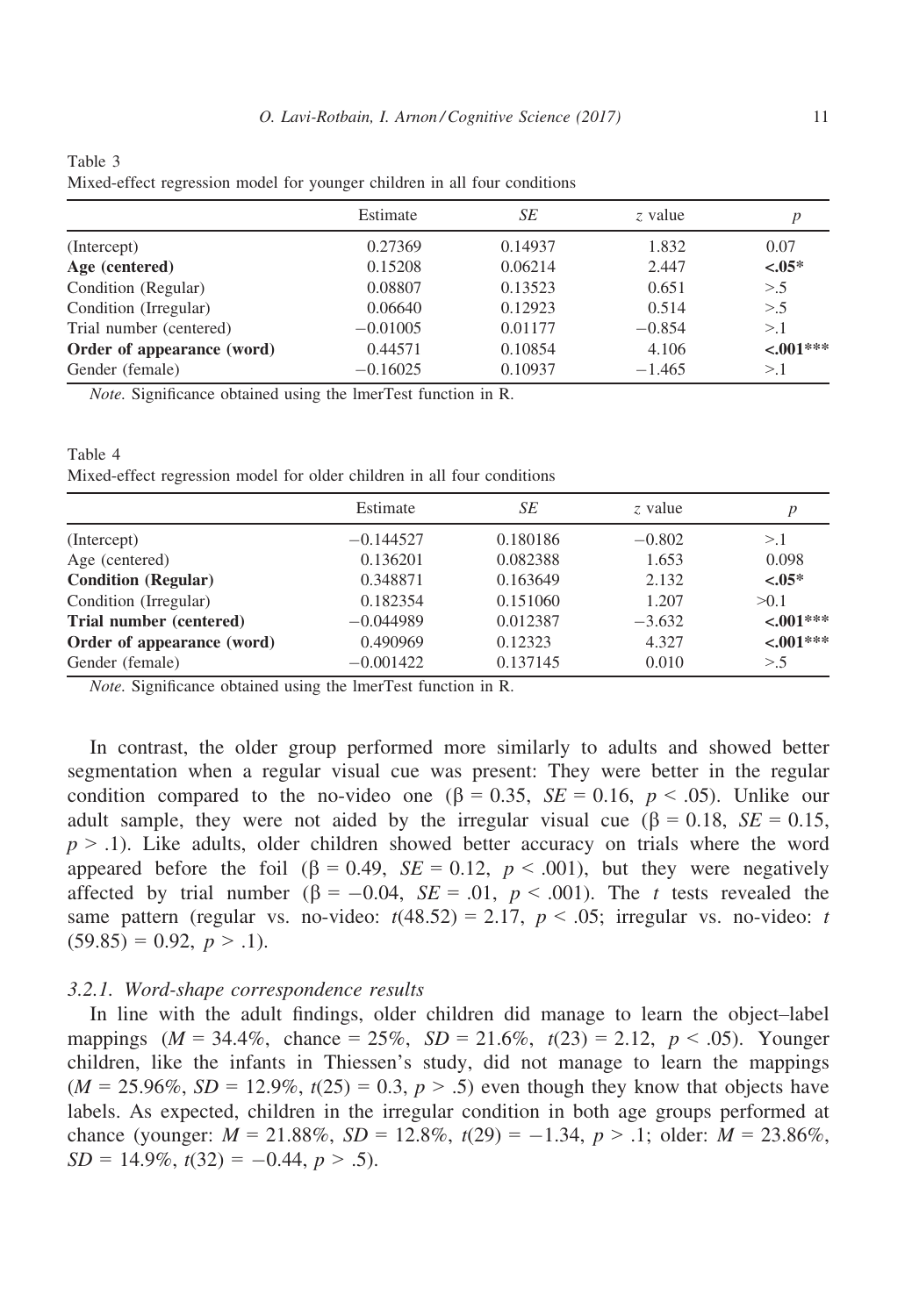Table 3
Mixed-effect regression model for younger children in all four conditions

| | Estimate | *SE* | *z* value | *p* |
|---|---|---|---|---|
| (Intercept) | 0.27369 | 0.14937 | 1.832 | 0.07 |
| **Age (centered)** | 0.15208 | 0.06214 | 2.447 | **<.05*** |
| Condition (Regular) | 0.08807 | 0.13523 | 0.651 | >.5 |
| Condition (Irregular) | 0.06640 | 0.12923 | 0.514 | >.5 |
| Trial number (centered) | −0.01005 | 0.01177 | −0.854 | >.1 |
| **Order of appearance (word)** | 0.44571 | 0.10854 | 4.106 | **<.001***** |
| Gender (female) | −0.16025 | 0.10937 | −1.465 | >.1 |

*Note.* Significance obtained using the lmerTest function in R.

Table 4
Mixed-effect regression model for older children in all four conditions

| | Estimate | *SE* | *z* value | *p* |
|---|---|---|---|---|
| (Intercept) | −0.144527 | 0.180186 | −0.802 | >.1 |
| Age (centered) | 0.136201 | 0.082388 | 1.653 | 0.098 |
| **Condition (Regular)** | 0.348871 | 0.163649 | 2.132 | **<.05*** |
| Condition (Irregular) | 0.182354 | 0.151060 | 1.207 | >0.1 |
| **Trial number (centered)** | −0.044989 | 0.012387 | −3.632 | **<.001***** |
| **Order of appearance (word)** | 0.490969 | 0.12323 | 4.327 | **<.001***** |
| Gender (female) | −0.001422 | 0.137145 | 0.010 | >.5 |

*Note.* Significance obtained using the lmerTest function in R.

In contrast, the older group performed more similarly to adults and showed better segmentation when a regular visual cue was present: They were better in the regular condition compared to the no-video one ($\beta = 0.35$, $SE = 0.16$, $p < .05$). Unlike our adult sample, they were not aided by the irregular visual cue ($\beta = 0.18$, $SE = 0.15$, $p > .1$). Like adults, older children showed better accuracy on trials where the word appeared before the foil ($\beta = 0.49$, $SE = 0.12$, $p < .001$), but they were negatively affected by trial number ($\beta = -0.04$, $SE = .01$, $p < .001$). The $t$ tests revealed the same pattern (regular vs. no-video: $t(48.52) = 2.17$, $p < .05$; irregular vs. no-video: $t(59.85) = 0.92$, $p > .1$).

### 3.2.1. Word-shape correspondence results

In line with the adult findings, older children did manage to learn the object–label mappings ($M = 34.4\%$, chance = 25%, $SD = 21.6\%$, $t(23) = 2.12$, $p < .05$). Younger children, like the infants in Thiessen's study, did not manage to learn the mappings ($M = 25.96\%$, $SD = 12.9\%$, $t(25) = 0.3$, $p > .5$) even though they know that objects have labels. As expected, children in the irregular condition in both age groups performed at chance (younger: $M = 21.88\%$, $SD = 12.8\%$, $t(29) = -1.34$, $p > .1$; older: $M = 23.86\%$, $SD = 14.9\%$, $t(32) = -0.44$, $p > .5$).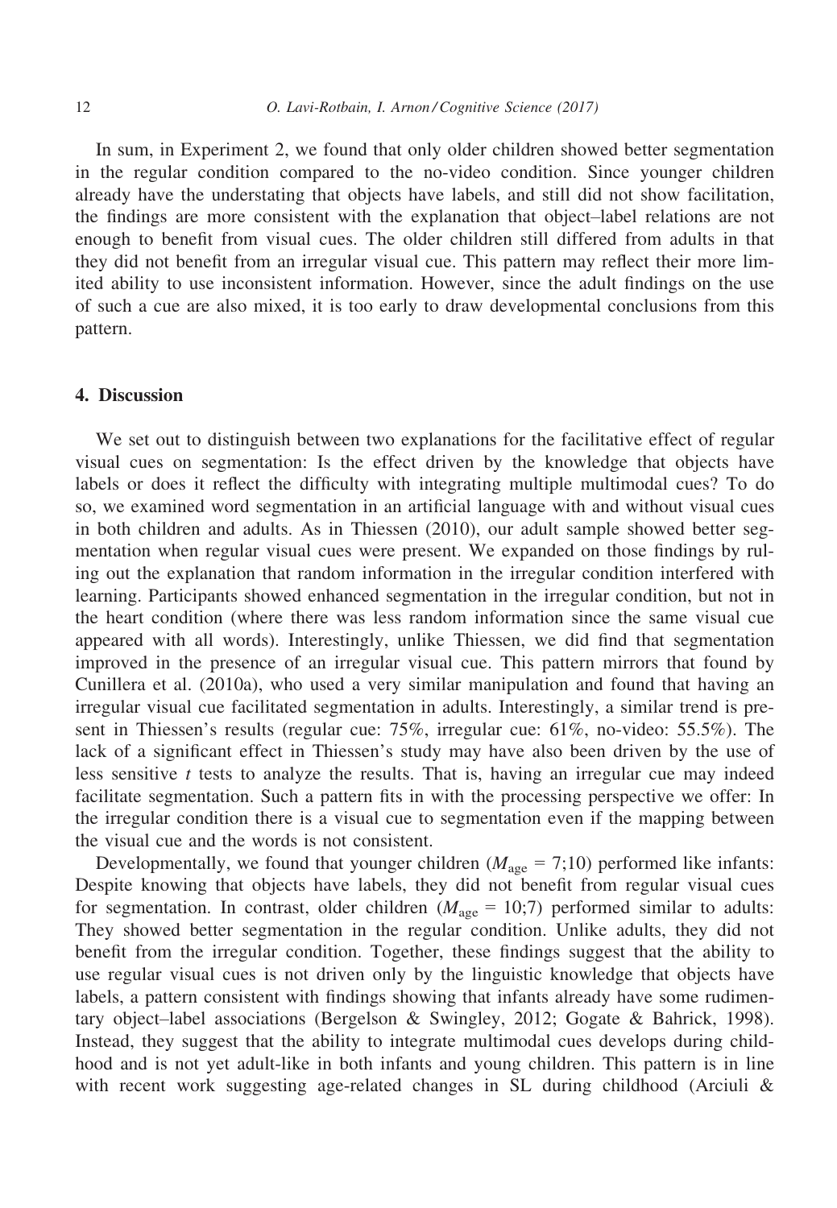In sum, in Experiment 2, we found that only older children showed better segmentation in the regular condition compared to the no-video condition. Since younger children already have the understating that objects have labels, and still did not show facilitation, the findings are more consistent with the explanation that object–label relations are not enough to benefit from visual cues. The older children still differed from adults in that they did not benefit from an irregular visual cue. This pattern may reflect their more limited ability to use inconsistent information. However, since the adult findings on the use of such a cue are also mixed, it is too early to draw developmental conclusions from this pattern.

## 4. Discussion

We set out to distinguish between two explanations for the facilitative effect of regular visual cues on segmentation: Is the effect driven by the knowledge that objects have labels or does it reflect the difficulty with integrating multiple multimodal cues? To do so, we examined word segmentation in an artificial language with and without visual cues in both children and adults. As in Thiessen (2010), our adult sample showed better segmentation when regular visual cues were present. We expanded on those findings by ruling out the explanation that random information in the irregular condition interfered with learning. Participants showed enhanced segmentation in the irregular condition, but not in the heart condition (where there was less random information since the same visual cue appeared with all words). Interestingly, unlike Thiessen, we did find that segmentation improved in the presence of an irregular visual cue. This pattern mirrors that found by Cunillera et al. (2010a), who used a very similar manipulation and found that having an irregular visual cue facilitated segmentation in adults. Interestingly, a similar trend is present in Thiessen's results (regular cue: 75%, irregular cue: 61%, no-video: 55.5%). The lack of a significant effect in Thiessen's study may have also been driven by the use of less sensitive $t$ tests to analyze the results. That is, having an irregular cue may indeed facilitate segmentation. Such a pattern fits in with the processing perspective we offer: In the irregular condition there is a visual cue to segmentation even if the mapping between the visual cue and the words is not consistent.

Developmentally, we found that younger children ($M_{\text{age}}$ = 7;10) performed like infants: Despite knowing that objects have labels, they did not benefit from regular visual cues for segmentation. In contrast, older children ($M_{\text{age}}$ = 10;7) performed similar to adults: They showed better segmentation in the regular condition. Unlike adults, they did not benefit from the irregular condition. Together, these findings suggest that the ability to use regular visual cues is not driven only by the linguistic knowledge that objects have labels, a pattern consistent with findings showing that infants already have some rudimentary object–label associations (Bergelson & Swingley, 2012; Gogate & Bahrick, 1998). Instead, they suggest that the ability to integrate multimodal cues develops during childhood and is not yet adult-like in both infants and young children. This pattern is in line with recent work suggesting age-related changes in SL during childhood (Arciuli &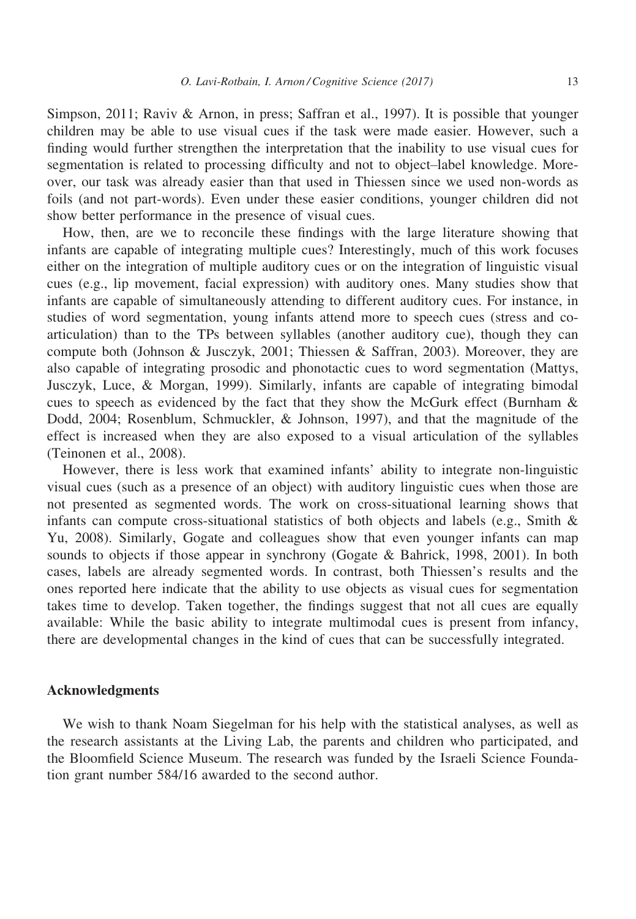Simpson, 2011; Raviv & Arnon, in press; Saffran et al., 1997). It is possible that younger children may be able to use visual cues if the task were made easier. However, such a finding would further strengthen the interpretation that the inability to use visual cues for segmentation is related to processing difficulty and not to object–label knowledge. Moreover, our task was already easier than that used in Thiessen since we used non-words as foils (and not part-words). Even under these easier conditions, younger children did not show better performance in the presence of visual cues.

How, then, are we to reconcile these findings with the large literature showing that infants are capable of integrating multiple cues? Interestingly, much of this work focuses either on the integration of multiple auditory cues or on the integration of linguistic visual cues (e.g., lip movement, facial expression) with auditory ones. Many studies show that infants are capable of simultaneously attending to different auditory cues. For instance, in studies of word segmentation, young infants attend more to speech cues (stress and co-articulation) than to the TPs between syllables (another auditory cue), though they can compute both (Johnson & Jusczyk, 2001; Thiessen & Saffran, 2003). Moreover, they are also capable of integrating prosodic and phonotactic cues to word segmentation (Mattys, Jusczyk, Luce, & Morgan, 1999). Similarly, infants are capable of integrating bimodal cues to speech as evidenced by the fact that they show the McGurk effect (Burnham & Dodd, 2004; Rosenblum, Schmuckler, & Johnson, 1997), and that the magnitude of the effect is increased when they are also exposed to a visual articulation of the syllables (Teinonen et al., 2008).

However, there is less work that examined infants' ability to integrate non-linguistic visual cues (such as a presence of an object) with auditory linguistic cues when those are not presented as segmented words. The work on cross-situational learning shows that infants can compute cross-situational statistics of both objects and labels (e.g., Smith & Yu, 2008). Similarly, Gogate and colleagues show that even younger infants can map sounds to objects if those appear in synchrony (Gogate & Bahrick, 1998, 2001). In both cases, labels are already segmented words. In contrast, both Thiessen's results and the ones reported here indicate that the ability to use objects as visual cues for segmentation takes time to develop. Taken together, the findings suggest that not all cues are equally available: While the basic ability to integrate multimodal cues is present from infancy, there are developmental changes in the kind of cues that can be successfully integrated.

## Acknowledgments

We wish to thank Noam Siegelman for his help with the statistical analyses, as well as the research assistants at the Living Lab, the parents and children who participated, and the Bloomfield Science Museum. The research was funded by the Israeli Science Foundation grant number 584/16 awarded to the second author.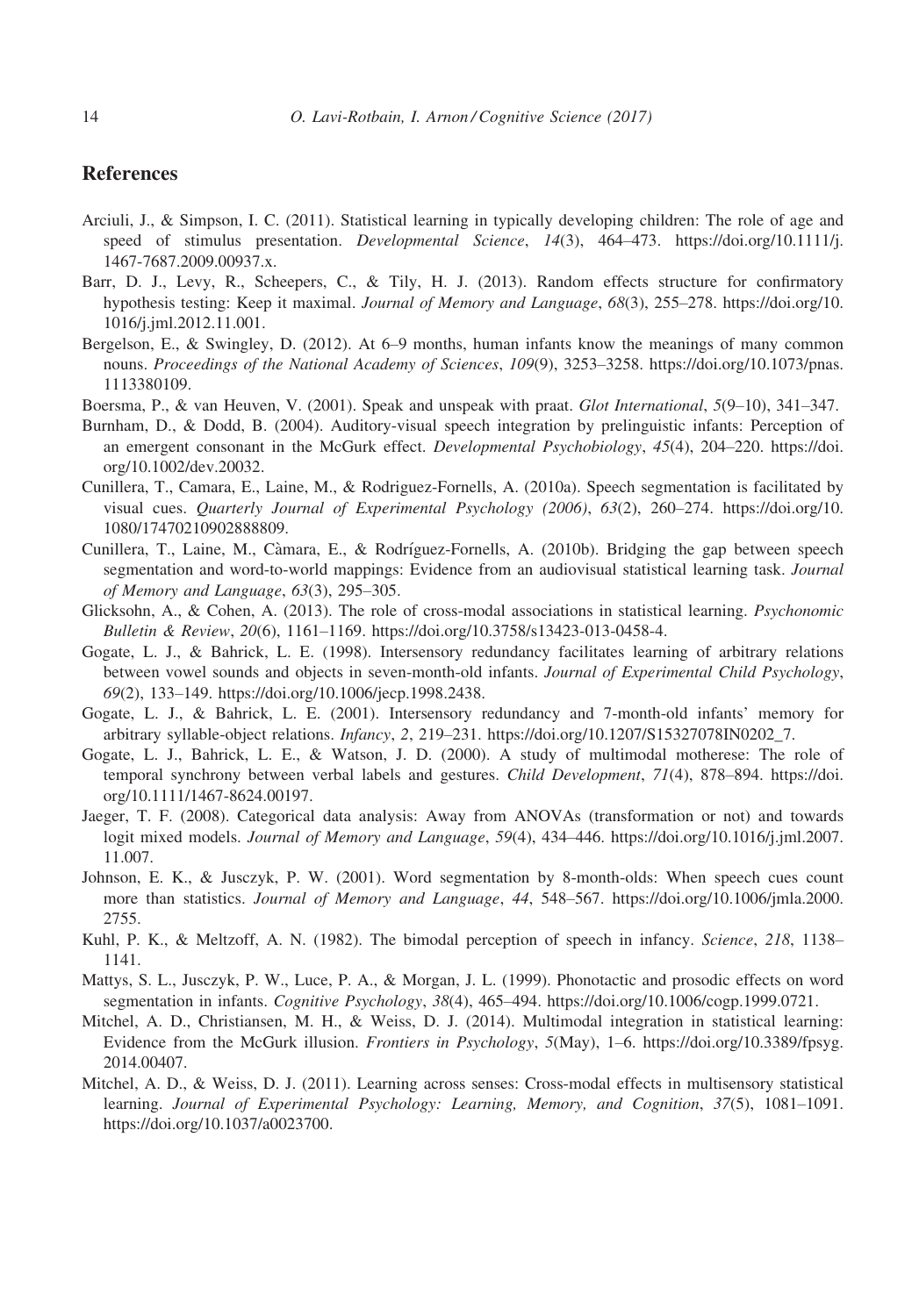## References

Arciuli, J., & Simpson, I. C. (2011). Statistical learning in typically developing children: The role of age and speed of stimulus presentation. *Developmental Science*, *14*(3), 464–473. https://doi.org/10.1111/j.1467-7687.2009.00937.x.

Barr, D. J., Levy, R., Scheepers, C., & Tily, H. J. (2013). Random effects structure for confirmatory hypothesis testing: Keep it maximal. *Journal of Memory and Language*, *68*(3), 255–278. https://doi.org/10.1016/j.jml.2012.11.001.

Bergelson, E., & Swingley, D. (2012). At 6–9 months, human infants know the meanings of many common nouns. *Proceedings of the National Academy of Sciences*, *109*(9), 3253–3258. https://doi.org/10.1073/pnas.1113380109.

Boersma, P., & van Heuven, V. (2001). Speak and unspeak with praat. *Glot International*, *5*(9–10), 341–347.

Burnham, D., & Dodd, B. (2004). Auditory-visual speech integration by prelinguistic infants: Perception of an emergent consonant in the McGurk effect. *Developmental Psychobiology*, *45*(4), 204–220. https://doi.org/10.1002/dev.20032.

Cunillera, T., Camara, E., Laine, M., & Rodriguez-Fornells, A. (2010a). Speech segmentation is facilitated by visual cues. *Quarterly Journal of Experimental Psychology (2006)*, *63*(2), 260–274. https://doi.org/10.1080/17470210902888809.

Cunillera, T., Laine, M., Càmara, E., & Rodríguez-Fornells, A. (2010b). Bridging the gap between speech segmentation and word-to-world mappings: Evidence from an audiovisual statistical learning task. *Journal of Memory and Language*, *63*(3), 295–305.

Glicksohn, A., & Cohen, A. (2013). The role of cross-modal associations in statistical learning. *Psychonomic Bulletin & Review*, *20*(6), 1161–1169. https://doi.org/10.3758/s13423-013-0458-4.

Gogate, L. J., & Bahrick, L. E. (1998). Intersensory redundancy facilitates learning of arbitrary relations between vowel sounds and objects in seven-month-old infants. *Journal of Experimental Child Psychology*, *69*(2), 133–149. https://doi.org/10.1006/jecp.1998.2438.

Gogate, L. J., & Bahrick, L. E. (2001). Intersensory redundancy and 7-month-old infants' memory for arbitrary syllable-object relations. *Infancy*, *2*, 219–231. https://doi.org/10.1207/S15327078IN0202_7.

Gogate, L. J., Bahrick, L. E., & Watson, J. D. (2000). A study of multimodal motherese: The role of temporal synchrony between verbal labels and gestures. *Child Development*, *71*(4), 878–894. https://doi.org/10.1111/1467-8624.00197.

Jaeger, T. F. (2008). Categorical data analysis: Away from ANOVAs (transformation or not) and towards logit mixed models. *Journal of Memory and Language*, *59*(4), 434–446. https://doi.org/10.1016/j.jml.2007.11.007.

Johnson, E. K., & Jusczyk, P. W. (2001). Word segmentation by 8-month-olds: When speech cues count more than statistics. *Journal of Memory and Language*, *44*, 548–567. https://doi.org/10.1006/jmla.2000.2755.

Kuhl, P. K., & Meltzoff, A. N. (1982). The bimodal perception of speech in infancy. *Science*, *218*, 1138–1141.

Mattys, S. L., Jusczyk, P. W., Luce, P. A., & Morgan, J. L. (1999). Phonotactic and prosodic effects on word segmentation in infants. *Cognitive Psychology*, *38*(4), 465–494. https://doi.org/10.1006/cogp.1999.0721.

Mitchel, A. D., Christiansen, M. H., & Weiss, D. J. (2014). Multimodal integration in statistical learning: Evidence from the McGurk illusion. *Frontiers in Psychology*, *5*(May), 1–6. https://doi.org/10.3389/fpsyg.2014.00407.

Mitchel, A. D., & Weiss, D. J. (2011). Learning across senses: Cross-modal effects in multisensory statistical learning. *Journal of Experimental Psychology: Learning, Memory, and Cognition*, *37*(5), 1081–1091. https://doi.org/10.1037/a0023700.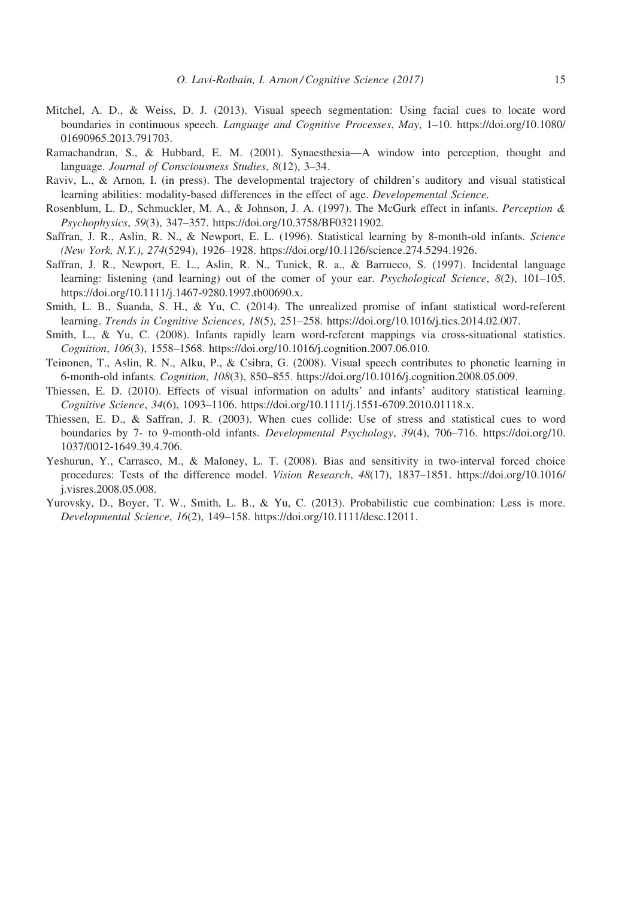Mitchel, A. D., & Weiss, D. J. (2013). Visual speech segmentation: Using facial cues to locate word boundaries in continuous speech. *Language and Cognitive Processes*, *May*, 1–10. https://doi.org/10.1080/01690965.2013.791703.

Ramachandran, S., & Hubbard, E. M. (2001). Synaesthesia—A window into perception, thought and language. *Journal of Consciousness Studies*, *8*(12), 3–34.

Raviv, L., & Arnon, I. (in press). The developmental trajectory of children's auditory and visual statistical learning abilities: modality-based differences in the effect of age. *Developemental Science*.

Rosenblum, L. D., Schmuckler, M. A., & Johnson, J. A. (1997). The McGurk effect in infants. *Perception & Psychophysics*, *59*(3), 347–357. https://doi.org/10.3758/BF03211902.

Saffran, J. R., Aslin, R. N., & Newport, E. L. (1996). Statistical learning by 8-month-old infants. *Science (New York, N.Y.)*, *274*(5294), 1926–1928. https://doi.org/10.1126/science.274.5294.1926.

Saffran, J. R., Newport, E. L., Aslin, R. N., Tunick, R. a., & Barrueco, S. (1997). Incidental language learning: listening (and learning) out of the comer of your ear. *Psychological Science*, *8*(2), 101–105. https://doi.org/10.1111/j.1467-9280.1997.tb00690.x.

Smith, L. B., Suanda, S. H., & Yu, C. (2014). The unrealized promise of infant statistical word-referent learning. *Trends in Cognitive Sciences*, *18*(5), 251–258. https://doi.org/10.1016/j.tics.2014.02.007.

Smith, L., & Yu, C. (2008). Infants rapidly learn word-referent mappings via cross-situational statistics. *Cognition*, *106*(3), 1558–1568. https://doi.org/10.1016/j.cognition.2007.06.010.

Teinonen, T., Aslin, R. N., Alku, P., & Csibra, G. (2008). Visual speech contributes to phonetic learning in 6-month-old infants. *Cognition*, *108*(3), 850–855. https://doi.org/10.1016/j.cognition.2008.05.009.

Thiessen, E. D. (2010). Effects of visual information on adults' and infants' auditory statistical learning. *Cognitive Science*, *34*(6), 1093–1106. https://doi.org/10.1111/j.1551-6709.2010.01118.x.

Thiessen, E. D., & Saffran, J. R. (2003). When cues collide: Use of stress and statistical cues to word boundaries by 7- to 9-month-old infants. *Developmental Psychology*, *39*(4), 706–716. https://doi.org/10.1037/0012-1649.39.4.706.

Yeshurun, Y., Carrasco, M., & Maloney, L. T. (2008). Bias and sensitivity in two-interval forced choice procedures: Tests of the difference model. *Vision Research*, *48*(17), 1837–1851. https://doi.org/10.1016/j.visres.2008.05.008.

Yurovsky, D., Boyer, T. W., Smith, L. B., & Yu, C. (2013). Probabilistic cue combination: Less is more. *Developmental Science*, *16*(2), 149–158. https://doi.org/10.1111/desc.12011.